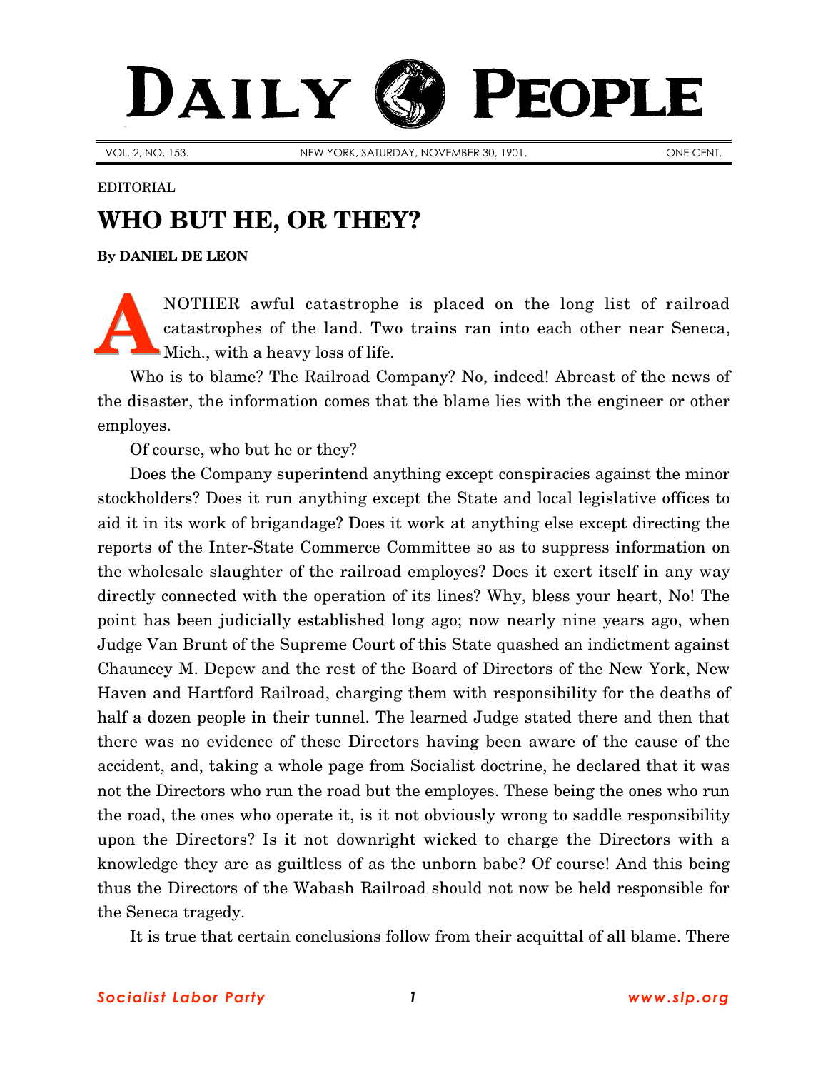# DAILY PEOPLE

VOL. 2, NO. 153. NEW YORK, SATURDAY, NOVEMBER 30, 1901. ONE CENT.

EDITORIAL

## WHO BUT HE, OR THEY?

**By DANIEL DE LEON**

ANOTHER awful catastrophe is placed on the long list of railroad catastrophes of the land. Two trains ran into each other near Seneca, Mich., with a heavy loss of life.

Who is to blame? The Railroad Company? No, indeed! Abreast of the news of the disaster, the information comes that the blame lies with the engineer or other employes.

Of course, who but he or they?

Does the Company superintend anything except conspiracies against the minor stockholders? Does it run anything except the State and local legislative offices to aid it in its work of brigandage? Does it work at anything else except directing the reports of the Inter-State Commerce Committee so as to suppress information on the wholesale slaughter of the railroad employes? Does it exert itself in any way directly connected with the operation of its lines? Why, bless your heart, No! The point has been judicially established long ago; now nearly nine years ago, when Judge Van Brunt of the Supreme Court of this State quashed an indictment against Chauncey M. Depew and the rest of the Board of Directors of the New York, New Haven and Hartford Railroad, charging them with responsibility for the deaths of half a dozen people in their tunnel. The learned Judge stated there and then that there was no evidence of these Directors having been aware of the cause of the accident, and, taking a whole page from Socialist doctrine, he declared that it was not the Directors who run the road but the employes. These being the ones who run the road, the ones who operate it, is it not obviously wrong to saddle responsibility upon the Directors? Is it not downright wicked to charge the Directors with a knowledge they are as guiltless of as the unborn babe? Of course! And this being thus the Directors of the Wabash Railroad should not now be held responsible for the Seneca tragedy.

It is true that certain conclusions follow from their acquittal of all blame. There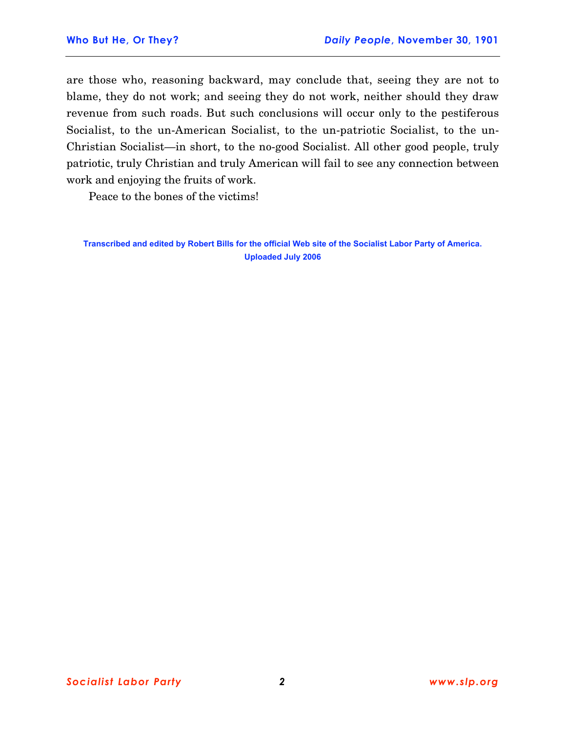are those who, reasoning backward, may conclude that, seeing they are not to blame, they do not work; and seeing they do not work, neither should they draw revenue from such roads. But such conclusions will occur only to the pestiferous Socialist, to the un-American Socialist, to the un-patriotic Socialist, to the un-Christian Socialist—in short, to the no-good Socialist. All other good people, truly patriotic, truly Christian and truly American will fail to see any connection between work and enjoying the fruits of work.

Peace to the bones of the victims!

**Transcribed and edited by Robert Bills for the official Web site of the Socialist Labor Party of America.**
**Uploaded July 2006**